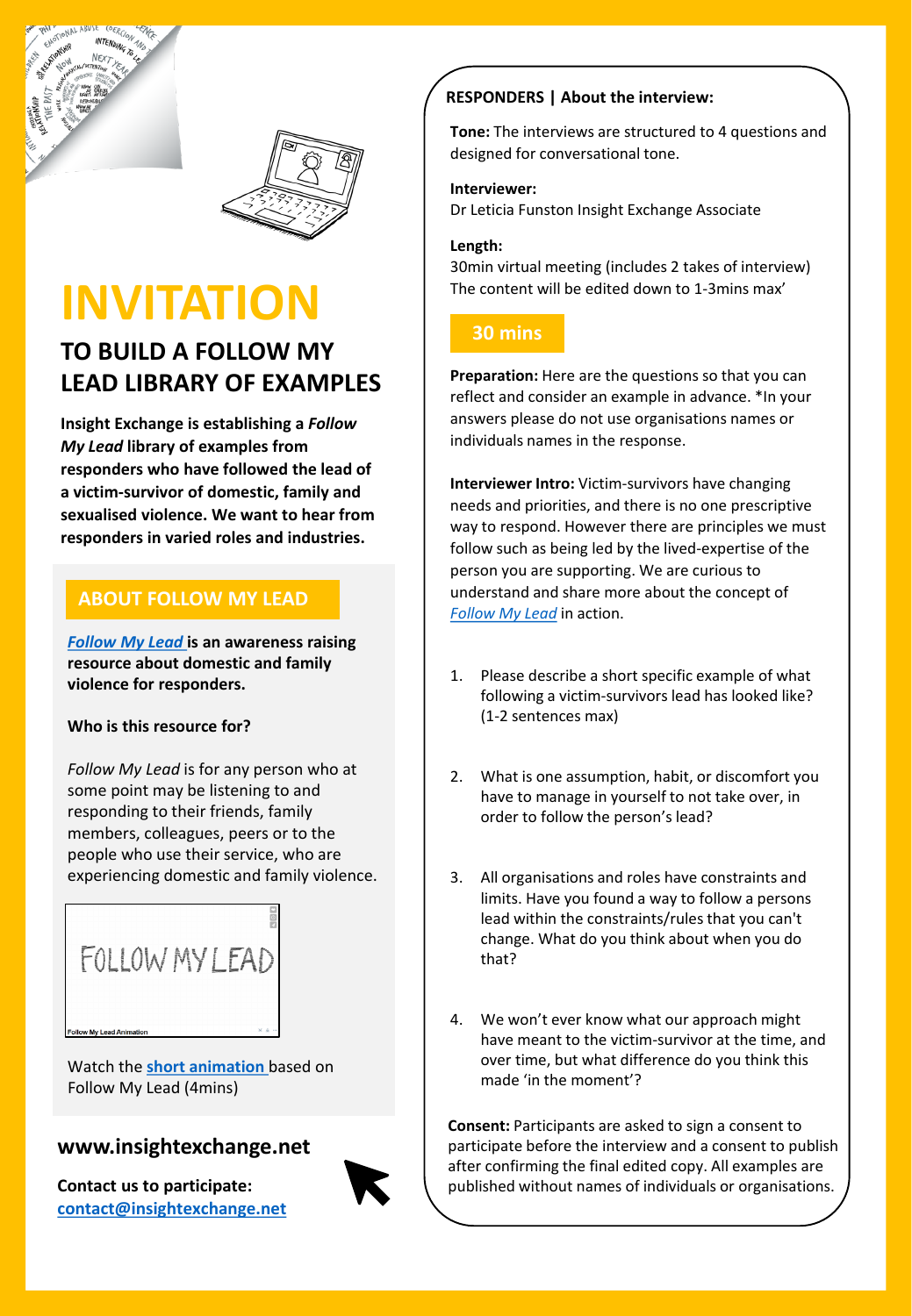# INVITATION

## TO BUILD A FOLLOW MY LEAD LIBRARY OF EXAMPLES

**Insight Exchange is establishing a *Follow My Lead* library of examples from responders who have followed the lead of a victim-survivor of domestic, family and sexualised violence. We want to hear from responders in varied roles and industries.**

### ABOUT FOLLOW MY LEAD

***Follow My Lead* is an awareness raising resource about domestic and family violence for responders.**

**Who is this resource for?**

*Follow My Lead* is for any person who at some point may be listening to and responding to their friends, family members, colleagues, peers or to the people who use their service, who are experiencing domestic and family violence.

FOLLOW MY LEAD

Follow My Lead Animation

Watch the **short animation** based on Follow My Lead (4mins)

**www.insightexchange.net**

**Contact us to participate:**
**contact@insightexchange.net**

### RESPONDERS | About the interview:

**Tone:** The interviews are structured to 4 questions and designed for conversational tone.

**Interviewer:**
Dr Leticia Funston Insight Exchange Associate

**Length:**
30min virtual meeting (includes 2 takes of interview)
The content will be edited down to 1-3mins max'

**30 mins**

**Preparation:** Here are the questions so that you can reflect and consider an example in advance. *In your answers please do not use organisations names or individuals names in the response.

**Interviewer Intro:** Victim-survivors have changing needs and priorities, and there is no one prescriptive way to respond. However there are principles we must follow such as being led by the lived-expertise of the person you are supporting. We are curious to understand and share more about the concept of *Follow My Lead* in action.

1. Please describe a short specific example of what following a victim-survivors lead has looked like? (1-2 sentences max)

2. What is one assumption, habit, or discomfort you have to manage in yourself to not take over, in order to follow the person's lead?

3. All organisations and roles have constraints and limits. Have you found a way to follow a persons lead within the constraints/rules that you can't change. What do you think about when you do that?

4. We won't ever know what our approach might have meant to the victim-survivor at the time, and over time, but what difference do you think this made 'in the moment'?

**Consent:** Participants are asked to sign a consent to participate before the interview and a consent to publish after confirming the final edited copy. All examples are published without names of individuals or organisations.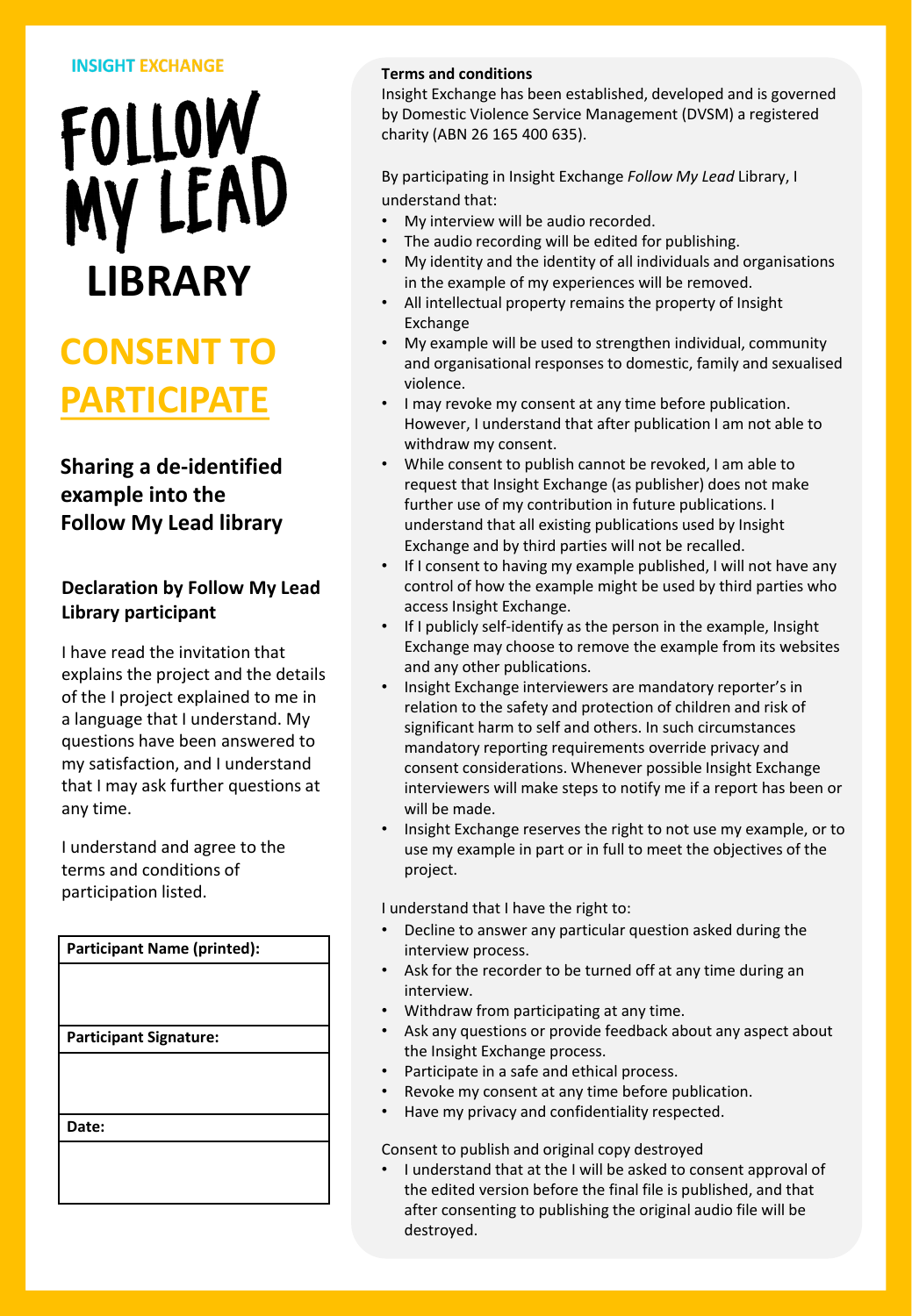INSIGHT EXCHANGE

# FOLLOW MY LEAD LIBRARY

# CONSENT TO PARTICIPATE

### Sharing a de-identified example into the Follow My Lead library

### Declaration by Follow My Lead Library participant

I have read the invitation that explains the project and the details of the I project explained to me in a language that I understand. My questions have been answered to my satisfaction, and I understand that I may ask further questions at any time.

I understand and agree to the terms and conditions of participation listed.

| **Participant Name (printed):** |
| --- |
| |
| **Participant Signature:** |
| |
| **Date:** |
| |

**Terms and conditions**

Insight Exchange has been established, developed and is governed by Domestic Violence Service Management (DVSM) a registered charity (ABN 26 165 400 635).

By participating in Insight Exchange *Follow My Lead* Library, I understand that:

- My interview will be audio recorded.
- The audio recording will be edited for publishing.
- My identity and the identity of all individuals and organisations in the example of my experiences will be removed.
- All intellectual property remains the property of Insight Exchange
- My example will be used to strengthen individual, community and organisational responses to domestic, family and sexualised violence.
- I may revoke my consent at any time before publication. However, I understand that after publication I am not able to withdraw my consent.
- While consent to publish cannot be revoked, I am able to request that Insight Exchange (as publisher) does not make further use of my contribution in future publications. I understand that all existing publications used by Insight Exchange and by third parties will not be recalled.
- If I consent to having my example published, I will not have any control of how the example might be used by third parties who access Insight Exchange.
- If I publicly self-identify as the person in the example, Insight Exchange may choose to remove the example from its websites and any other publications.
- Insight Exchange interviewers are mandatory reporter's in relation to the safety and protection of children and risk of significant harm to self and others. In such circumstances mandatory reporting requirements override privacy and consent considerations. Whenever possible Insight Exchange interviewers will make steps to notify me if a report has been or will be made.
- Insight Exchange reserves the right to not use my example, or to use my example in part or in full to meet the objectives of the project.

I understand that I have the right to:

- Decline to answer any particular question asked during the interview process.
- Ask for the recorder to be turned off at any time during an interview.
- Withdraw from participating at any time.
- Ask any questions or provide feedback about any aspect about the Insight Exchange process.
- Participate in a safe and ethical process.
- Revoke my consent at any time before publication.
- Have my privacy and confidentiality respected.

Consent to publish and original copy destroyed

- I understand that at the I will be asked to consent approval of the edited version before the final file is published, and that after consenting to publishing the original audio file will be destroyed.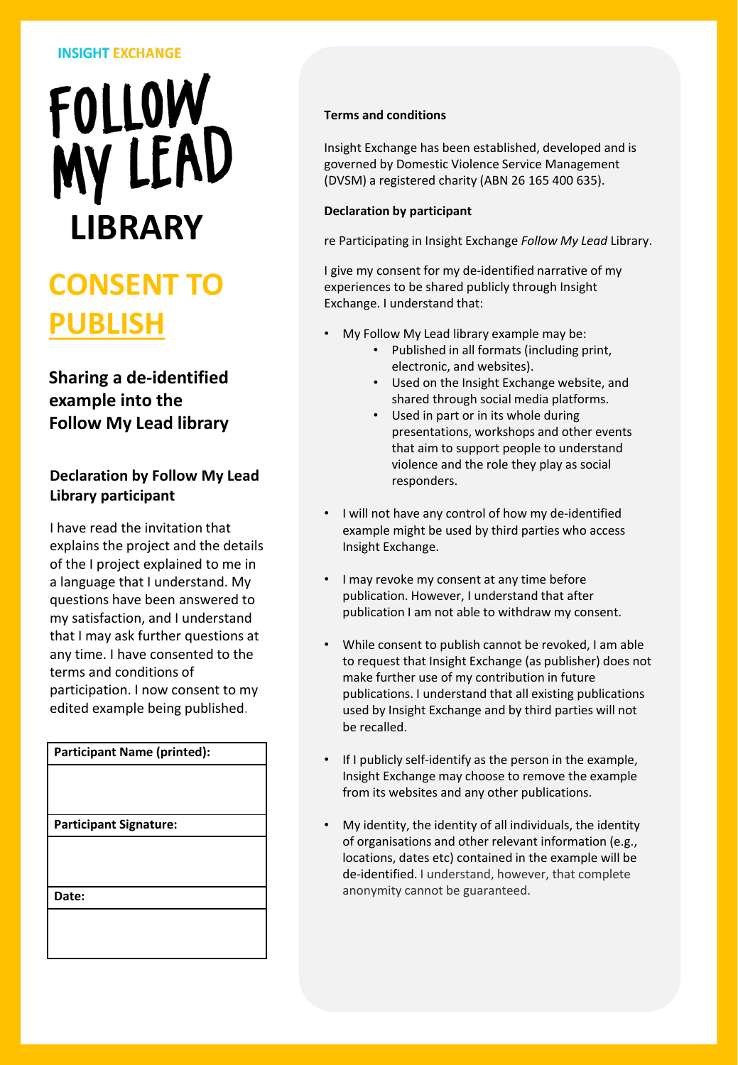INSIGHT EXCHANGE

# FOLLOW MY LEAD LIBRARY

# CONSENT TO PUBLISH

## Sharing a de-identified example into the Follow My Lead library

### Declaration by Follow My Lead Library participant

I have read the invitation that explains the project and the details of the I project explained to me in a language that I understand. My questions have been answered to my satisfaction, and I understand that I may ask further questions at any time. I have consented to the terms and conditions of participation. I now consent to my edited example being published.

| Participant Name (printed): |
| --- |
| |
| **Participant Signature:** |
| |
| **Date:** |
| |

**Terms and conditions**

Insight Exchange has been established, developed and is governed by Domestic Violence Service Management (DVSM) a registered charity (ABN 26 165 400 635).

**Declaration by participant**

re Participating in Insight Exchange *Follow My Lead* Library.

I give my consent for my de-identified narrative of my experiences to be shared publicly through Insight Exchange. I understand that:

- My Follow My Lead library example may be:
  - Published in all formats (including print, electronic, and websites).
  - Used on the Insight Exchange website, and shared through social media platforms.
  - Used in part or in its whole during presentations, workshops and other events that aim to support people to understand violence and the role they play as social responders.
- I will not have any control of how my de-identified example might be used by third parties who access Insight Exchange.
- I may revoke my consent at any time before publication. However, I understand that after publication I am not able to withdraw my consent.
- While consent to publish cannot be revoked, I am able to request that Insight Exchange (as publisher) does not make further use of my contribution in future publications. I understand that all existing publications used by Insight Exchange and by third parties will not be recalled.
- If I publicly self-identify as the person in the example, Insight Exchange may choose to remove the example from its websites and any other publications.
- My identity, the identity of all individuals, the identity of organisations and other relevant information (e.g., locations, dates etc) contained in the example will be de-identified. I understand, however, that complete anonymity cannot be guaranteed.